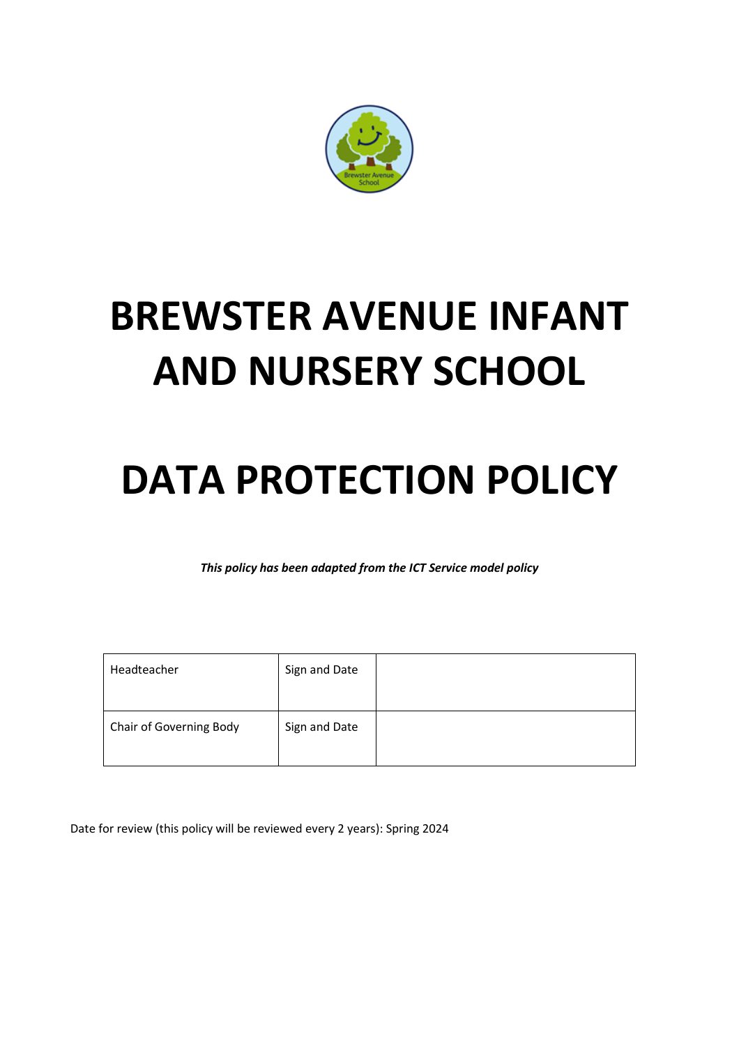# BREWSTER AVENUE INFANT AND NURSERY SCHOOL

# DATA PROTECTION POLICY

***This policy has been adapted from the ICT Service model policy***

| Headteacher | Sign and Date | |
|---|---|---|
| Chair of Governing Body | Sign and Date | |

Date for review (this policy will be reviewed every 2 years): Spring 2024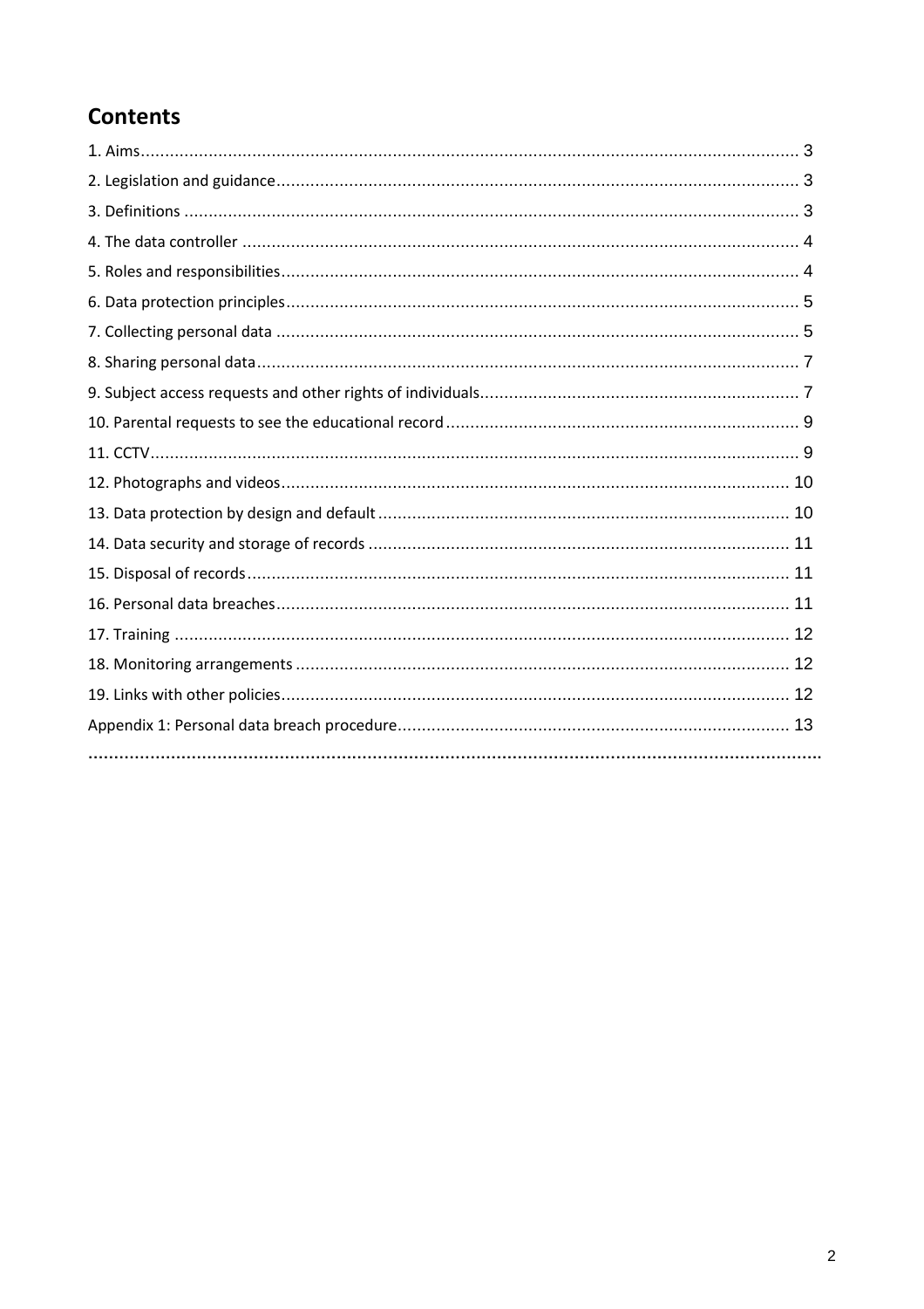## Contents

1. Aims........................................................................................................................................ 3
2. Legislation and guidance............................................................................................................ 3
3. Definitions ............................................................................................................................... 3
4. The data controller ................................................................................................................... 4
5. Roles and responsibilities........................................................................................................... 4
6. Data protection principles.......................................................................................................... 5
7. Collecting personal data ............................................................................................................ 5
8. Sharing personal data................................................................................................................ 7
9. Subject access requests and other rights of individuals................................................................. 7
10. Parental requests to see the educational record......................................................................... 9
11. CCTV...................................................................................................................................... 9
12. Photographs and videos......................................................................................................... 10
13. Data protection by design and default..................................................................................... 10
14. Data security and storage of records ....................................................................................... 11
15. Disposal of records................................................................................................................ 11
16. Personal data breaches.......................................................................................................... 11
17. Training ............................................................................................................................... 12
18. Monitoring arrangements ...................................................................................................... 12
19. Links with other policies......................................................................................................... 12

Appendix 1: Personal data breach procedure................................................................................. 13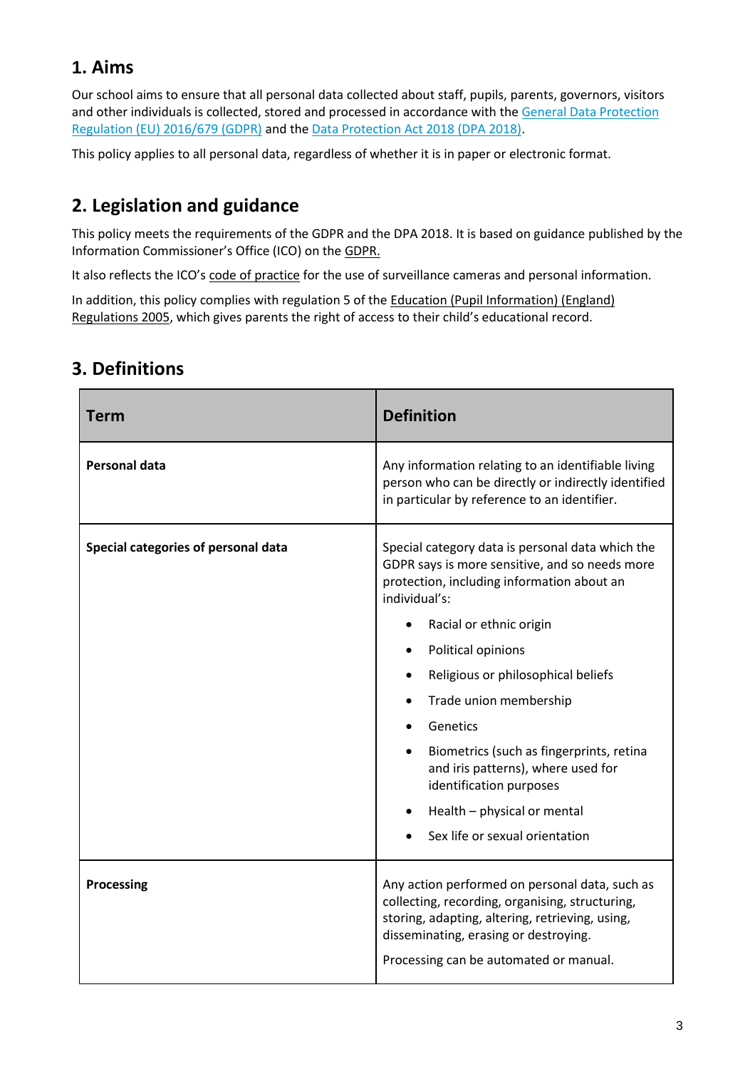## 1. Aims

Our school aims to ensure that all personal data collected about staff, pupils, parents, governors, visitors and other individuals is collected, stored and processed in accordance with the General Data Protection Regulation (EU) 2016/679 (GDPR) and the Data Protection Act 2018 (DPA 2018).

This policy applies to all personal data, regardless of whether it is in paper or electronic format.

## 2. Legislation and guidance

This policy meets the requirements of the GDPR and the DPA 2018. It is based on guidance published by the Information Commissioner's Office (ICO) on the GDPR.

It also reflects the ICO's code of practice for the use of surveillance cameras and personal information.

In addition, this policy complies with regulation 5 of the Education (Pupil Information) (England) Regulations 2005, which gives parents the right of access to their child's educational record.

## 3. Definitions

| Term | Definition |
|---|---|
| **Personal data** | Any information relating to an identifiable living person who can be directly or indirectly identified in particular by reference to an identifier. |
| **Special categories of personal data** | Special category data is personal data which the GDPR says is more sensitive, and so needs more protection, including information about an individual's:<br>• Racial or ethnic origin<br>• Political opinions<br>• Religious or philosophical beliefs<br>• Trade union membership<br>• Genetics<br>• Biometrics (such as fingerprints, retina and iris patterns), where used for identification purposes<br>• Health – physical or mental<br>• Sex life or sexual orientation |
| **Processing** | Any action performed on personal data, such as collecting, recording, organising, structuring, storing, adapting, altering, retrieving, using, disseminating, erasing or destroying.<br>Processing can be automated or manual. |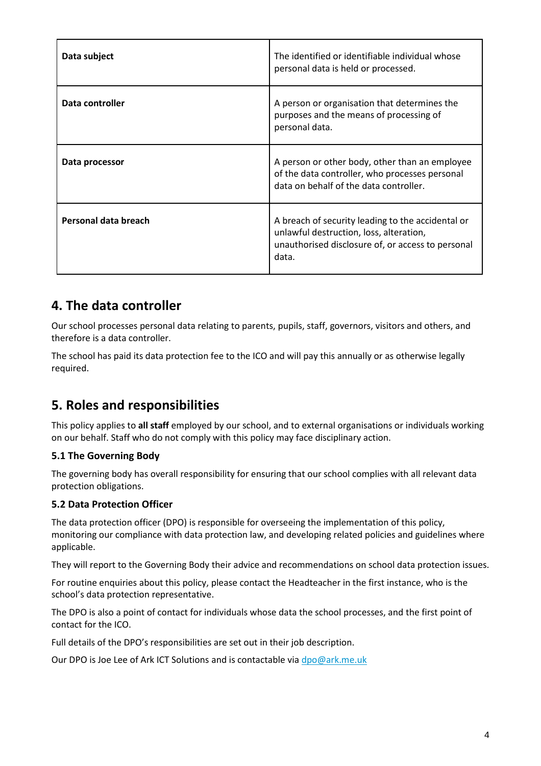| | |
|---|---|
| **Data subject** | The identified or identifiable individual whose personal data is held or processed. |
| **Data controller** | A person or organisation that determines the purposes and the means of processing of personal data. |
| **Data processor** | A person or other body, other than an employee of the data controller, who processes personal data on behalf of the data controller. |
| **Personal data breach** | A breach of security leading to the accidental or unlawful destruction, loss, alteration, unauthorised disclosure of, or access to personal data. |

## 4. The data controller

Our school processes personal data relating to parents, pupils, staff, governors, visitors and others, and therefore is a data controller.

The school has paid its data protection fee to the ICO and will pay this annually or as otherwise legally required.

## 5. Roles and responsibilities

This policy applies to **all staff** employed by our school, and to external organisations or individuals working on our behalf. Staff who do not comply with this policy may face disciplinary action.

### 5.1 The Governing Body

The governing body has overall responsibility for ensuring that our school complies with all relevant data protection obligations.

### 5.2 Data Protection Officer

The data protection officer (DPO) is responsible for overseeing the implementation of this policy, monitoring our compliance with data protection law, and developing related policies and guidelines where applicable.

They will report to the Governing Body their advice and recommendations on school data protection issues.

For routine enquiries about this policy, please contact the Headteacher in the first instance, who is the school's data protection representative.

The DPO is also a point of contact for individuals whose data the school processes, and the first point of contact for the ICO.

Full details of the DPO's responsibilities are set out in their job description.

Our DPO is Joe Lee of Ark ICT Solutions and is contactable via [dpo@ark.me.uk](mailto:dpo@ark.me.uk)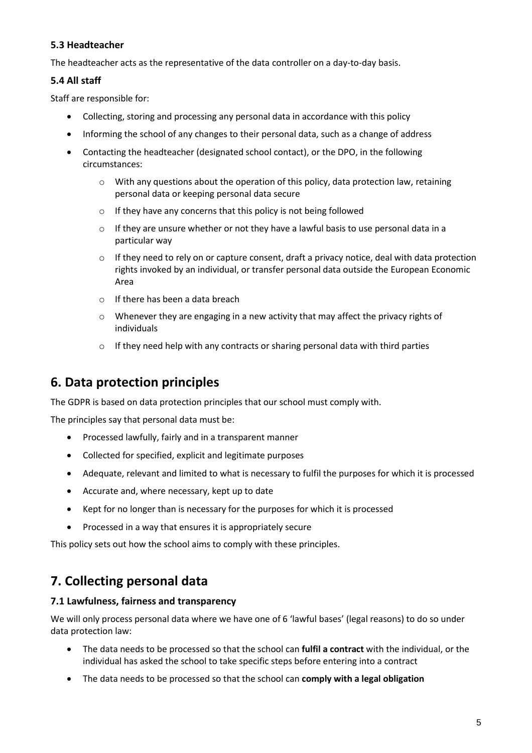### 5.3 Headteacher

The headteacher acts as the representative of the data controller on a day-to-day basis.

### 5.4 All staff

Staff are responsible for:

- Collecting, storing and processing any personal data in accordance with this policy
- Informing the school of any changes to their personal data, such as a change of address
- Contacting the headteacher (designated school contact), or the DPO, in the following circumstances:
  - With any questions about the operation of this policy, data protection law, retaining personal data or keeping personal data secure
  - If they have any concerns that this policy is not being followed
  - If they are unsure whether or not they have a lawful basis to use personal data in a particular way
  - If they need to rely on or capture consent, draft a privacy notice, deal with data protection rights invoked by an individual, or transfer personal data outside the European Economic Area
  - If there has been a data breach
  - Whenever they are engaging in a new activity that may affect the privacy rights of individuals
  - If they need help with any contracts or sharing personal data with third parties

## 6. Data protection principles

The GDPR is based on data protection principles that our school must comply with.

The principles say that personal data must be:

- Processed lawfully, fairly and in a transparent manner
- Collected for specified, explicit and legitimate purposes
- Adequate, relevant and limited to what is necessary to fulfil the purposes for which it is processed
- Accurate and, where necessary, kept up to date
- Kept for no longer than is necessary for the purposes for which it is processed
- Processed in a way that ensures it is appropriately secure

This policy sets out how the school aims to comply with these principles.

## 7. Collecting personal data

### 7.1 Lawfulness, fairness and transparency

We will only process personal data where we have one of 6 'lawful bases' (legal reasons) to do so under data protection law:

- The data needs to be processed so that the school can **fulfil a contract** with the individual, or the individual has asked the school to take specific steps before entering into a contract
- The data needs to be processed so that the school can **comply with a legal obligation**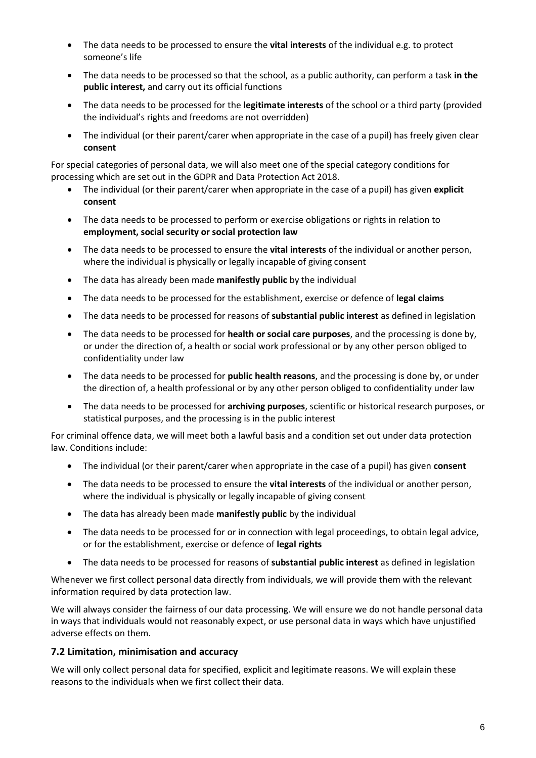- The data needs to be processed to ensure the **vital interests** of the individual e.g. to protect someone's life
- The data needs to be processed so that the school, as a public authority, can perform a task **in the public interest,** and carry out its official functions
- The data needs to be processed for the **legitimate interests** of the school or a third party (provided the individual's rights and freedoms are not overridden)
- The individual (or their parent/carer when appropriate in the case of a pupil) has freely given clear **consent**

For special categories of personal data, we will also meet one of the special category conditions for processing which are set out in the GDPR and Data Protection Act 2018.

- The individual (or their parent/carer when appropriate in the case of a pupil) has given **explicit consent**
- The data needs to be processed to perform or exercise obligations or rights in relation to **employment, social security or social protection law**
- The data needs to be processed to ensure the **vital interests** of the individual or another person, where the individual is physically or legally incapable of giving consent
- The data has already been made **manifestly public** by the individual
- The data needs to be processed for the establishment, exercise or defence of **legal claims**
- The data needs to be processed for reasons of **substantial public interest** as defined in legislation
- The data needs to be processed for **health or social care purposes**, and the processing is done by, or under the direction of, a health or social work professional or by any other person obliged to confidentiality under law
- The data needs to be processed for **public health reasons**, and the processing is done by, or under the direction of, a health professional or by any other person obliged to confidentiality under law
- The data needs to be processed for **archiving purposes**, scientific or historical research purposes, or statistical purposes, and the processing is in the public interest

For criminal offence data, we will meet both a lawful basis and a condition set out under data protection law. Conditions include:

- The individual (or their parent/carer when appropriate in the case of a pupil) has given **consent**
- The data needs to be processed to ensure the **vital interests** of the individual or another person, where the individual is physically or legally incapable of giving consent
- The data has already been made **manifestly public** by the individual
- The data needs to be processed for or in connection with legal proceedings, to obtain legal advice, or for the establishment, exercise or defence of **legal rights**
- The data needs to be processed for reasons of **substantial public interest** as defined in legislation

Whenever we first collect personal data directly from individuals, we will provide them with the relevant information required by data protection law.

We will always consider the fairness of our data processing. We will ensure we do not handle personal data in ways that individuals would not reasonably expect, or use personal data in ways which have unjustified adverse effects on them.

### 7.2 Limitation, minimisation and accuracy

We will only collect personal data for specified, explicit and legitimate reasons. We will explain these reasons to the individuals when we first collect their data.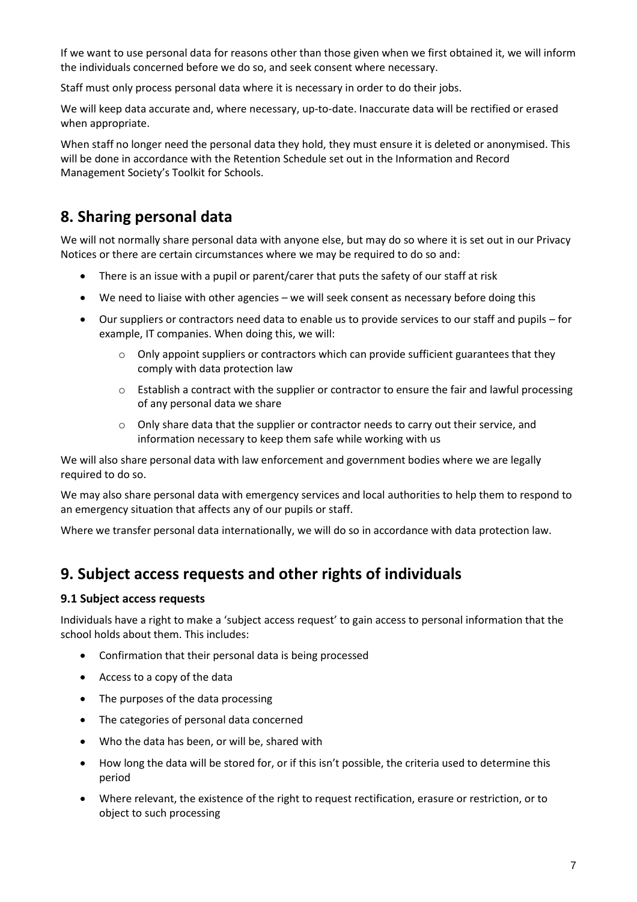If we want to use personal data for reasons other than those given when we first obtained it, we will inform the individuals concerned before we do so, and seek consent where necessary.

Staff must only process personal data where it is necessary in order to do their jobs.

We will keep data accurate and, where necessary, up-to-date. Inaccurate data will be rectified or erased when appropriate.

When staff no longer need the personal data they hold, they must ensure it is deleted or anonymised. This will be done in accordance with the Retention Schedule set out in the Information and Record Management Society's Toolkit for Schools.

# 8. Sharing personal data

We will not normally share personal data with anyone else, but may do so where it is set out in our Privacy Notices or there are certain circumstances where we may be required to do so and:

- There is an issue with a pupil or parent/carer that puts the safety of our staff at risk
- We need to liaise with other agencies – we will seek consent as necessary before doing this
- Our suppliers or contractors need data to enable us to provide services to our staff and pupils – for example, IT companies. When doing this, we will:
    - Only appoint suppliers or contractors which can provide sufficient guarantees that they comply with data protection law
    - Establish a contract with the supplier or contractor to ensure the fair and lawful processing of any personal data we share
    - Only share data that the supplier or contractor needs to carry out their service, and information necessary to keep them safe while working with us

We will also share personal data with law enforcement and government bodies where we are legally required to do so.

We may also share personal data with emergency services and local authorities to help them to respond to an emergency situation that affects any of our pupils or staff.

Where we transfer personal data internationally, we will do so in accordance with data protection law.

# 9. Subject access requests and other rights of individuals

### 9.1 Subject access requests

Individuals have a right to make a 'subject access request' to gain access to personal information that the school holds about them. This includes:

- Confirmation that their personal data is being processed
- Access to a copy of the data
- The purposes of the data processing
- The categories of personal data concerned
- Who the data has been, or will be, shared with
- How long the data will be stored for, or if this isn't possible, the criteria used to determine this period
- Where relevant, the existence of the right to request rectification, erasure or restriction, or to object to such processing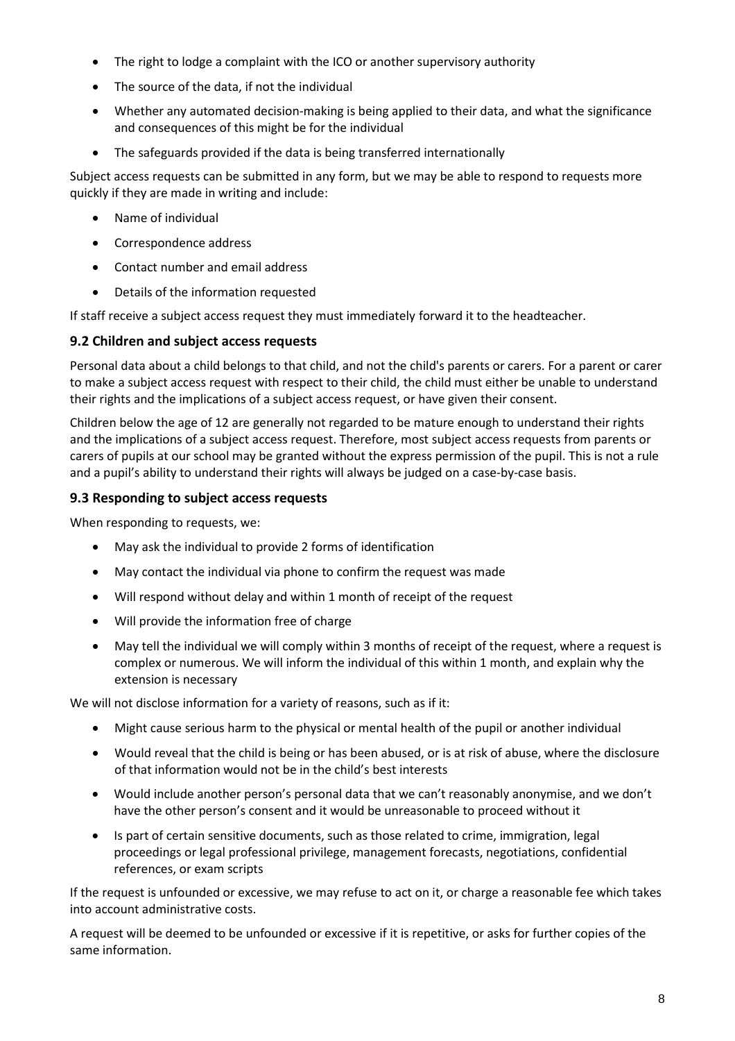- The right to lodge a complaint with the ICO or another supervisory authority
- The source of the data, if not the individual
- Whether any automated decision-making is being applied to their data, and what the significance and consequences of this might be for the individual
- The safeguards provided if the data is being transferred internationally

Subject access requests can be submitted in any form, but we may be able to respond to requests more quickly if they are made in writing and include:

- Name of individual
- Correspondence address
- Contact number and email address
- Details of the information requested

If staff receive a subject access request they must immediately forward it to the headteacher.

### 9.2 Children and subject access requests

Personal data about a child belongs to that child, and not the child's parents or carers. For a parent or carer to make a subject access request with respect to their child, the child must either be unable to understand their rights and the implications of a subject access request, or have given their consent.

Children below the age of 12 are generally not regarded to be mature enough to understand their rights and the implications of a subject access request. Therefore, most subject access requests from parents or carers of pupils at our school may be granted without the express permission of the pupil. This is not a rule and a pupil's ability to understand their rights will always be judged on a case-by-case basis.

### 9.3 Responding to subject access requests

When responding to requests, we:

- May ask the individual to provide 2 forms of identification
- May contact the individual via phone to confirm the request was made
- Will respond without delay and within 1 month of receipt of the request
- Will provide the information free of charge
- May tell the individual we will comply within 3 months of receipt of the request, where a request is complex or numerous. We will inform the individual of this within 1 month, and explain why the extension is necessary

We will not disclose information for a variety of reasons, such as if it:

- Might cause serious harm to the physical or mental health of the pupil or another individual
- Would reveal that the child is being or has been abused, or is at risk of abuse, where the disclosure of that information would not be in the child's best interests
- Would include another person's personal data that we can't reasonably anonymise, and we don't have the other person's consent and it would be unreasonable to proceed without it
- Is part of certain sensitive documents, such as those related to crime, immigration, legal proceedings or legal professional privilege, management forecasts, negotiations, confidential references, or exam scripts

If the request is unfounded or excessive, we may refuse to act on it, or charge a reasonable fee which takes into account administrative costs.

A request will be deemed to be unfounded or excessive if it is repetitive, or asks for further copies of the same information.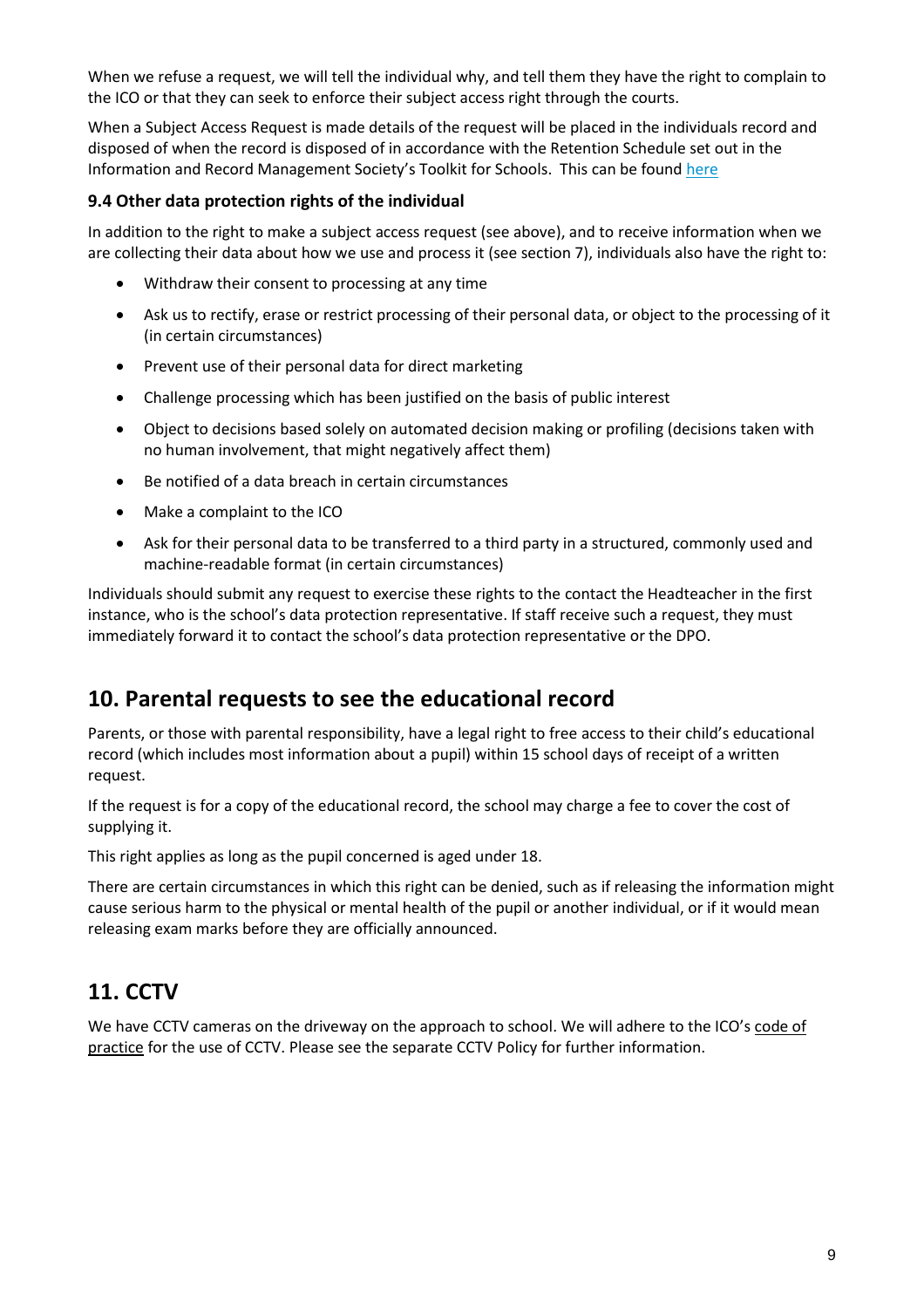When we refuse a request, we will tell the individual why, and tell them they have the right to complain to the ICO or that they can seek to enforce their subject access right through the courts.

When a Subject Access Request is made details of the request will be placed in the individuals record and disposed of when the record is disposed of in accordance with the Retention Schedule set out in the Information and Record Management Society's Toolkit for Schools. This can be found here

### 9.4 Other data protection rights of the individual

In addition to the right to make a subject access request (see above), and to receive information when we are collecting their data about how we use and process it (see section 7), individuals also have the right to:

- Withdraw their consent to processing at any time
- Ask us to rectify, erase or restrict processing of their personal data, or object to the processing of it (in certain circumstances)
- Prevent use of their personal data for direct marketing
- Challenge processing which has been justified on the basis of public interest
- Object to decisions based solely on automated decision making or profiling (decisions taken with no human involvement, that might negatively affect them)
- Be notified of a data breach in certain circumstances
- Make a complaint to the ICO
- Ask for their personal data to be transferred to a third party in a structured, commonly used and machine-readable format (in certain circumstances)

Individuals should submit any request to exercise these rights to the contact the Headteacher in the first instance, who is the school's data protection representative. If staff receive such a request, they must immediately forward it to contact the school's data protection representative or the DPO.

## 10. Parental requests to see the educational record

Parents, or those with parental responsibility, have a legal right to free access to their child's educational record (which includes most information about a pupil) within 15 school days of receipt of a written request.

If the request is for a copy of the educational record, the school may charge a fee to cover the cost of supplying it.

This right applies as long as the pupil concerned is aged under 18.

There are certain circumstances in which this right can be denied, such as if releasing the information might cause serious harm to the physical or mental health of the pupil or another individual, or if it would mean releasing exam marks before they are officially announced.

## 11. CCTV

We have CCTV cameras on the driveway on the approach to school. We will adhere to the ICO's code of practice for the use of CCTV. Please see the separate CCTV Policy for further information.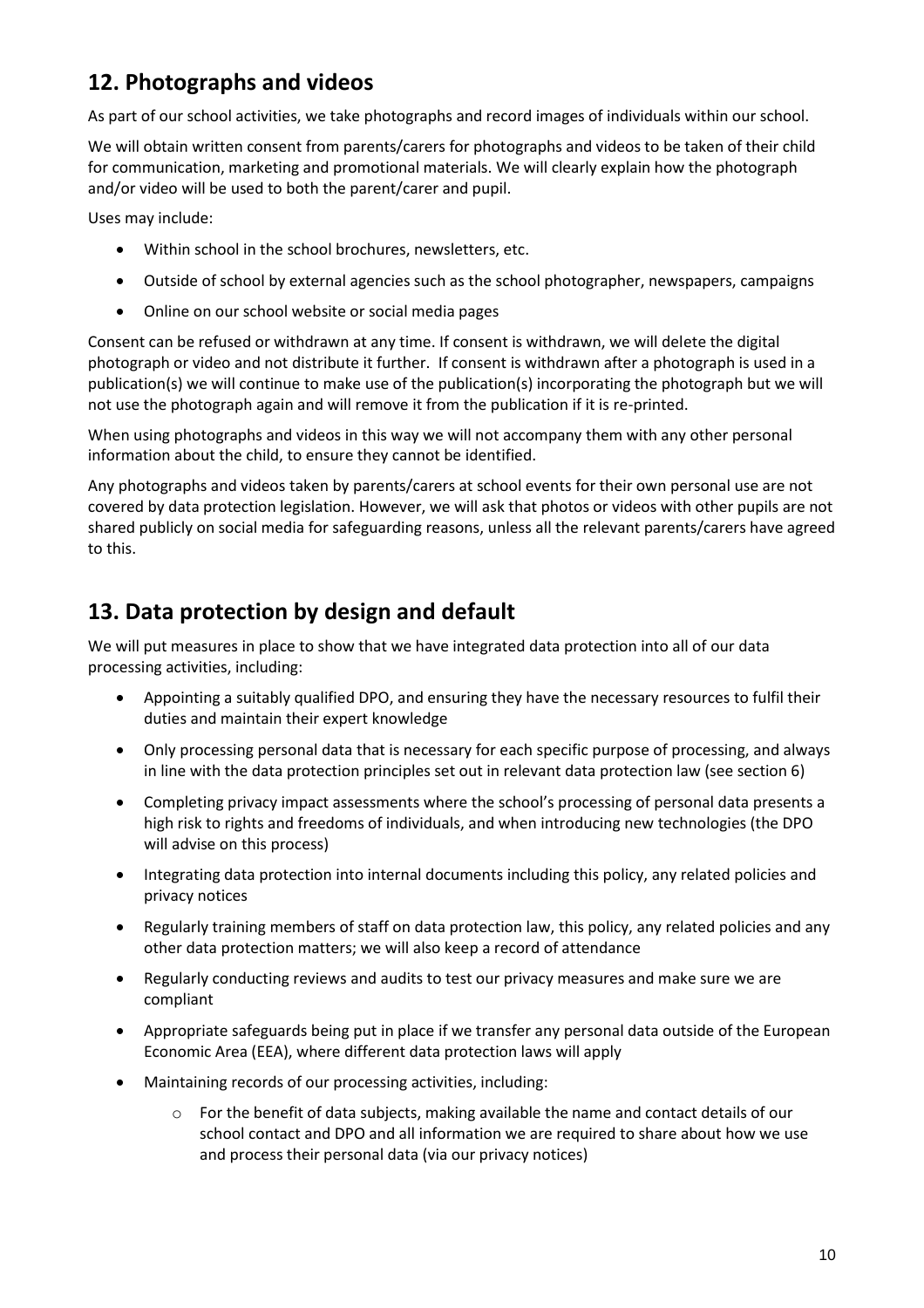## 12. Photographs and videos

As part of our school activities, we take photographs and record images of individuals within our school.

We will obtain written consent from parents/carers for photographs and videos to be taken of their child for communication, marketing and promotional materials. We will clearly explain how the photograph and/or video will be used to both the parent/carer and pupil.

Uses may include:

- Within school in the school brochures, newsletters, etc.
- Outside of school by external agencies such as the school photographer, newspapers, campaigns
- Online on our school website or social media pages

Consent can be refused or withdrawn at any time. If consent is withdrawn, we will delete the digital photograph or video and not distribute it further. If consent is withdrawn after a photograph is used in a publication(s) we will continue to make use of the publication(s) incorporating the photograph but we will not use the photograph again and will remove it from the publication if it is re-printed.

When using photographs and videos in this way we will not accompany them with any other personal information about the child, to ensure they cannot be identified.

Any photographs and videos taken by parents/carers at school events for their own personal use are not covered by data protection legislation. However, we will ask that photos or videos with other pupils are not shared publicly on social media for safeguarding reasons, unless all the relevant parents/carers have agreed to this.

## 13. Data protection by design and default

We will put measures in place to show that we have integrated data protection into all of our data processing activities, including:

- Appointing a suitably qualified DPO, and ensuring they have the necessary resources to fulfil their duties and maintain their expert knowledge
- Only processing personal data that is necessary for each specific purpose of processing, and always in line with the data protection principles set out in relevant data protection law (see section 6)
- Completing privacy impact assessments where the school's processing of personal data presents a high risk to rights and freedoms of individuals, and when introducing new technologies (the DPO will advise on this process)
- Integrating data protection into internal documents including this policy, any related policies and privacy notices
- Regularly training members of staff on data protection law, this policy, any related policies and any other data protection matters; we will also keep a record of attendance
- Regularly conducting reviews and audits to test our privacy measures and make sure we are compliant
- Appropriate safeguards being put in place if we transfer any personal data outside of the European Economic Area (EEA), where different data protection laws will apply
- Maintaining records of our processing activities, including:
    - For the benefit of data subjects, making available the name and contact details of our school contact and DPO and all information we are required to share about how we use and process their personal data (via our privacy notices)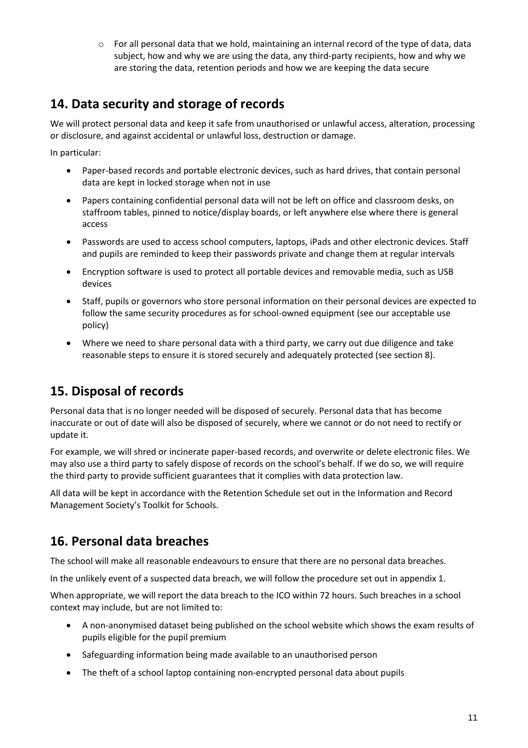- For all personal data that we hold, maintaining an internal record of the type of data, data subject, how and why we are using the data, any third-party recipients, how and why we are storing the data, retention periods and how we are keeping the data secure

## 14. Data security and storage of records

We will protect personal data and keep it safe from unauthorised or unlawful access, alteration, processing or disclosure, and against accidental or unlawful loss, destruction or damage.

In particular:

- Paper-based records and portable electronic devices, such as hard drives, that contain personal data are kept in locked storage when not in use
- Papers containing confidential personal data will not be left on office and classroom desks, on staffroom tables, pinned to notice/display boards, or left anywhere else where there is general access
- Passwords are used to access school computers, laptops, iPads and other electronic devices. Staff and pupils are reminded to keep their passwords private and change them at regular intervals
- Encryption software is used to protect all portable devices and removable media, such as USB devices
- Staff, pupils or governors who store personal information on their personal devices are expected to follow the same security procedures as for school-owned equipment (see our acceptable use policy)
- Where we need to share personal data with a third party, we carry out due diligence and take reasonable steps to ensure it is stored securely and adequately protected (see section 8).

## 15. Disposal of records

Personal data that is no longer needed will be disposed of securely. Personal data that has become inaccurate or out of date will also be disposed of securely, where we cannot or do not need to rectify or update it.

For example, we will shred or incinerate paper-based records, and overwrite or delete electronic files. We may also use a third party to safely dispose of records on the school's behalf. If we do so, we will require the third party to provide sufficient guarantees that it complies with data protection law.

All data will be kept in accordance with the Retention Schedule set out in the Information and Record Management Society's Toolkit for Schools.

## 16. Personal data breaches

The school will make all reasonable endeavours to ensure that there are no personal data breaches.

In the unlikely event of a suspected data breach, we will follow the procedure set out in appendix 1.

When appropriate, we will report the data breach to the ICO within 72 hours. Such breaches in a school context may include, but are not limited to:

- A non-anonymised dataset being published on the school website which shows the exam results of pupils eligible for the pupil premium
- Safeguarding information being made available to an unauthorised person
- The theft of a school laptop containing non-encrypted personal data about pupils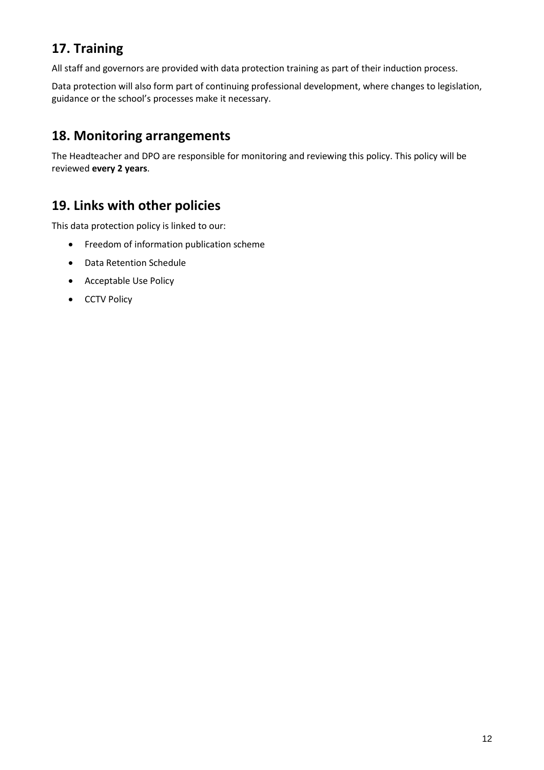## 17. Training

All staff and governors are provided with data protection training as part of their induction process.

Data protection will also form part of continuing professional development, where changes to legislation, guidance or the school's processes make it necessary.

## 18. Monitoring arrangements

The Headteacher and DPO are responsible for monitoring and reviewing this policy. This policy will be reviewed **every 2 years**.

## 19. Links with other policies

This data protection policy is linked to our:

- Freedom of information publication scheme
- Data Retention Schedule
- Acceptable Use Policy
- CCTV Policy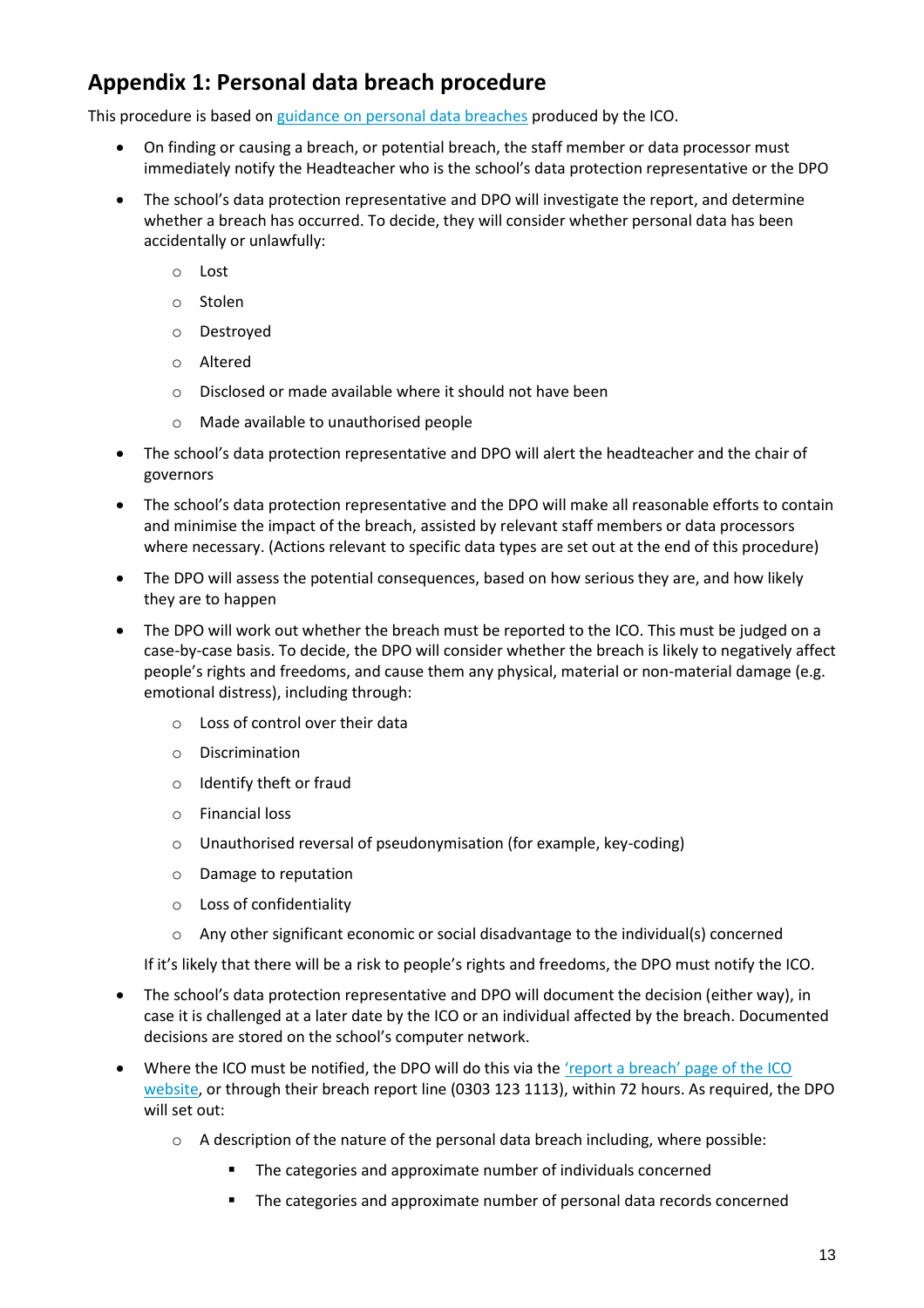## Appendix 1: Personal data breach procedure

This procedure is based on [guidance on personal data breaches](#) produced by the ICO.

- On finding or causing a breach, or potential breach, the staff member or data processor must immediately notify the Headteacher who is the school's data protection representative or the DPO
- The school's data protection representative and DPO will investigate the report, and determine whether a breach has occurred. To decide, they will consider whether personal data has been accidentally or unlawfully:
    - Lost
    - Stolen
    - Destroyed
    - Altered
    - Disclosed or made available where it should not have been
    - Made available to unauthorised people
- The school's data protection representative and DPO will alert the headteacher and the chair of governors
- The school's data protection representative and the DPO will make all reasonable efforts to contain and minimise the impact of the breach, assisted by relevant staff members or data processors where necessary. (Actions relevant to specific data types are set out at the end of this procedure)
- The DPO will assess the potential consequences, based on how serious they are, and how likely they are to happen
- The DPO will work out whether the breach must be reported to the ICO. This must be judged on a case-by-case basis. To decide, the DPO will consider whether the breach is likely to negatively affect people's rights and freedoms, and cause them any physical, material or non-material damage (e.g. emotional distress), including through:
    - Loss of control over their data
    - Discrimination
    - Identify theft or fraud
    - Financial loss
    - Unauthorised reversal of pseudonymisation (for example, key-coding)
    - Damage to reputation
    - Loss of confidentiality
    - Any other significant economic or social disadvantage to the individual(s) concerned

  If it's likely that there will be a risk to people's rights and freedoms, the DPO must notify the ICO.
- The school's data protection representative and DPO will document the decision (either way), in case it is challenged at a later date by the ICO or an individual affected by the breach. Documented decisions are stored on the school's computer network.
- Where the ICO must be notified, the DPO will do this via the ['report a breach' page of the ICO website](#), or through their breach report line (0303 123 1113), within 72 hours. As required, the DPO will set out:
    - A description of the nature of the personal data breach including, where possible:
        - The categories and approximate number of individuals concerned
        - The categories and approximate number of personal data records concerned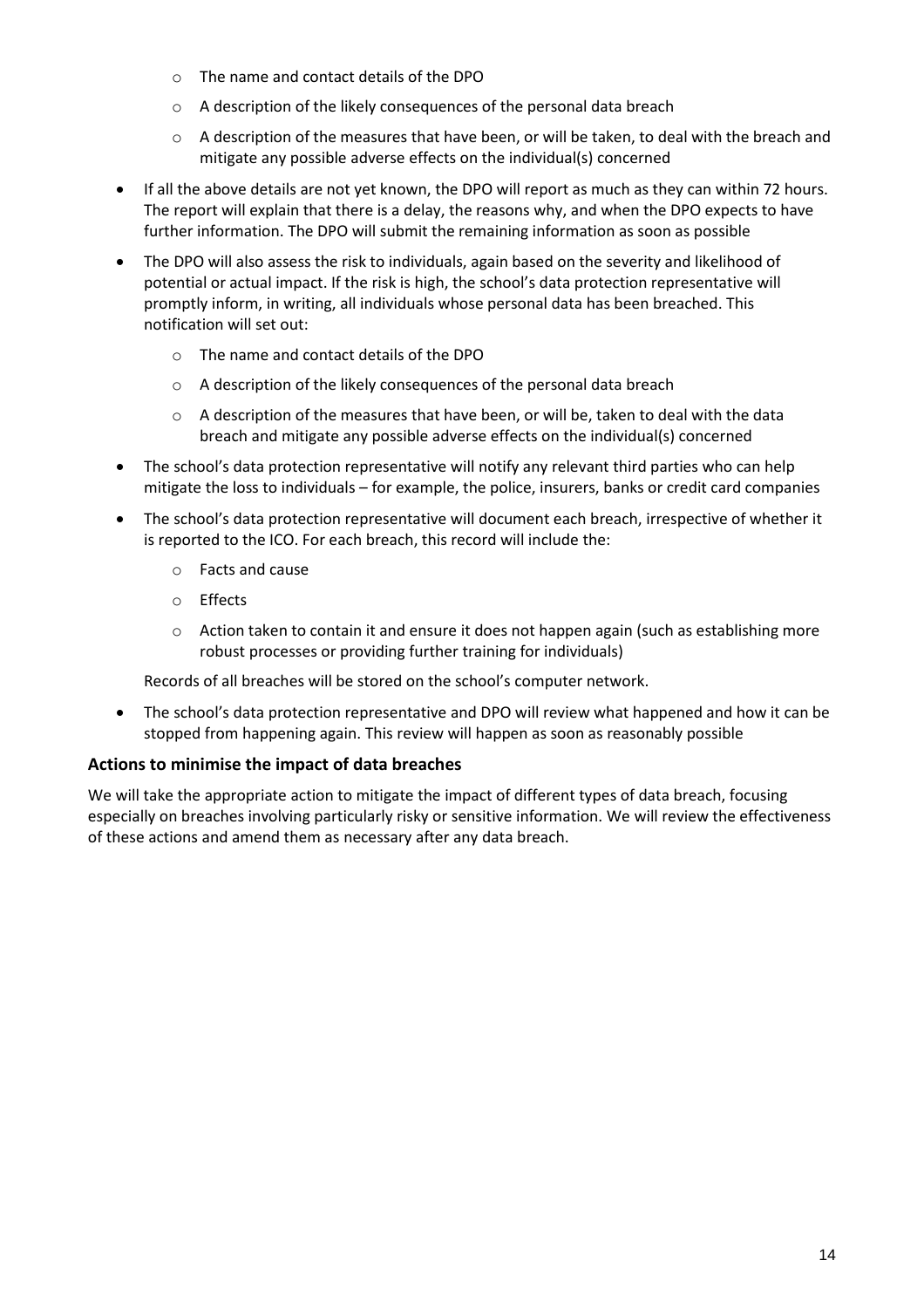- The name and contact details of the DPO
    - A description of the likely consequences of the personal data breach
    - A description of the measures that have been, or will be taken, to deal with the breach and mitigate any possible adverse effects on the individual(s) concerned
- If all the above details are not yet known, the DPO will report as much as they can within 72 hours. The report will explain that there is a delay, the reasons why, and when the DPO expects to have further information. The DPO will submit the remaining information as soon as possible
- The DPO will also assess the risk to individuals, again based on the severity and likelihood of potential or actual impact. If the risk is high, the school's data protection representative will promptly inform, in writing, all individuals whose personal data has been breached. This notification will set out:
    - The name and contact details of the DPO
    - A description of the likely consequences of the personal data breach
    - A description of the measures that have been, or will be, taken to deal with the data breach and mitigate any possible adverse effects on the individual(s) concerned
- The school's data protection representative will notify any relevant third parties who can help mitigate the loss to individuals – for example, the police, insurers, banks or credit card companies
- The school's data protection representative will document each breach, irrespective of whether it is reported to the ICO. For each breach, this record will include the:
    - Facts and cause
    - Effects
    - Action taken to contain it and ensure it does not happen again (such as establishing more robust processes or providing further training for individuals)

  Records of all breaches will be stored on the school's computer network.
- The school's data protection representative and DPO will review what happened and how it can be stopped from happening again. This review will happen as soon as reasonably possible

### Actions to minimise the impact of data breaches

We will take the appropriate action to mitigate the impact of different types of data breach, focusing especially on breaches involving particularly risky or sensitive information. We will review the effectiveness of these actions and amend them as necessary after any data breach.